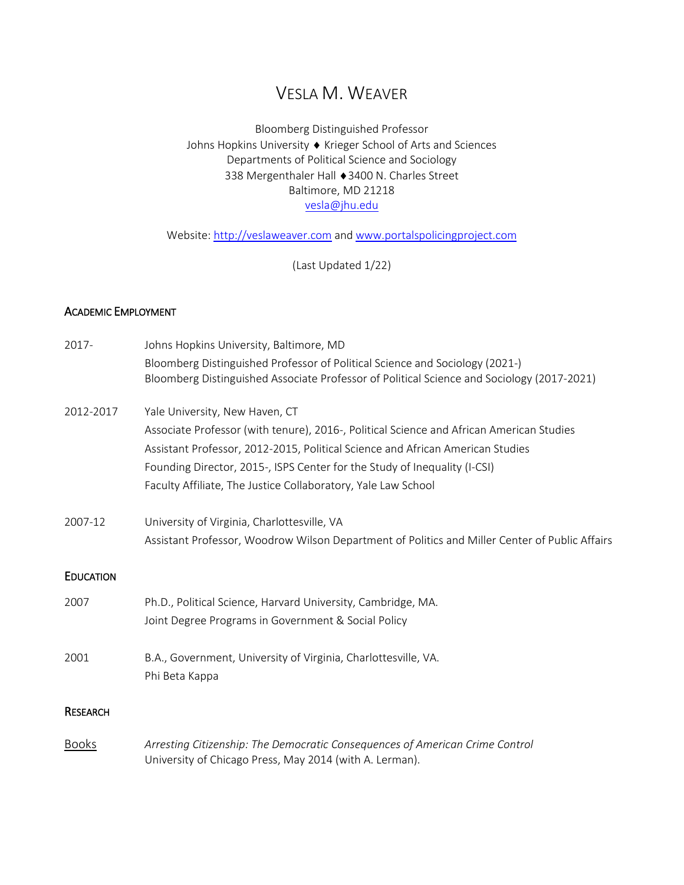# VESLA M. WEAVER

Bloomberg Distinguished Professor
Johns Hopkins University ♦ Krieger School of Arts and Sciences
Departments of Political Science and Sociology
338 Mergenthaler Hall ♦ 3400 N. Charles Street
Baltimore, MD 21218
vesla@jhu.edu

Website: http://veslaweaver.com and www.portalspolicingproject.com

(Last Updated 1/22)

## ACADEMIC EMPLOYMENT

2017- Johns Hopkins University, Baltimore, MD
Bloomberg Distinguished Professor of Political Science and Sociology (2021-)
Bloomberg Distinguished Associate Professor of Political Science and Sociology (2017-2021)

2012-2017 Yale University, New Haven, CT
Associate Professor (with tenure), 2016-, Political Science and African American Studies
Assistant Professor, 2012-2015, Political Science and African American Studies
Founding Director, 2015-, ISPS Center for the Study of Inequality (I-CSI)
Faculty Affiliate, The Justice Collaboratory, Yale Law School

2007-12 University of Virginia, Charlottesville, VA
Assistant Professor, Woodrow Wilson Department of Politics and Miller Center of Public Affairs

## EDUCATION

2007 Ph.D., Political Science, Harvard University, Cambridge, MA.
Joint Degree Programs in Government & Social Policy

2001 B.A., Government, University of Virginia, Charlottesville, VA.
Phi Beta Kappa

## RESEARCH

Books *Arresting Citizenship: The Democratic Consequences of American Crime Control*
University of Chicago Press, May 2014 (with A. Lerman).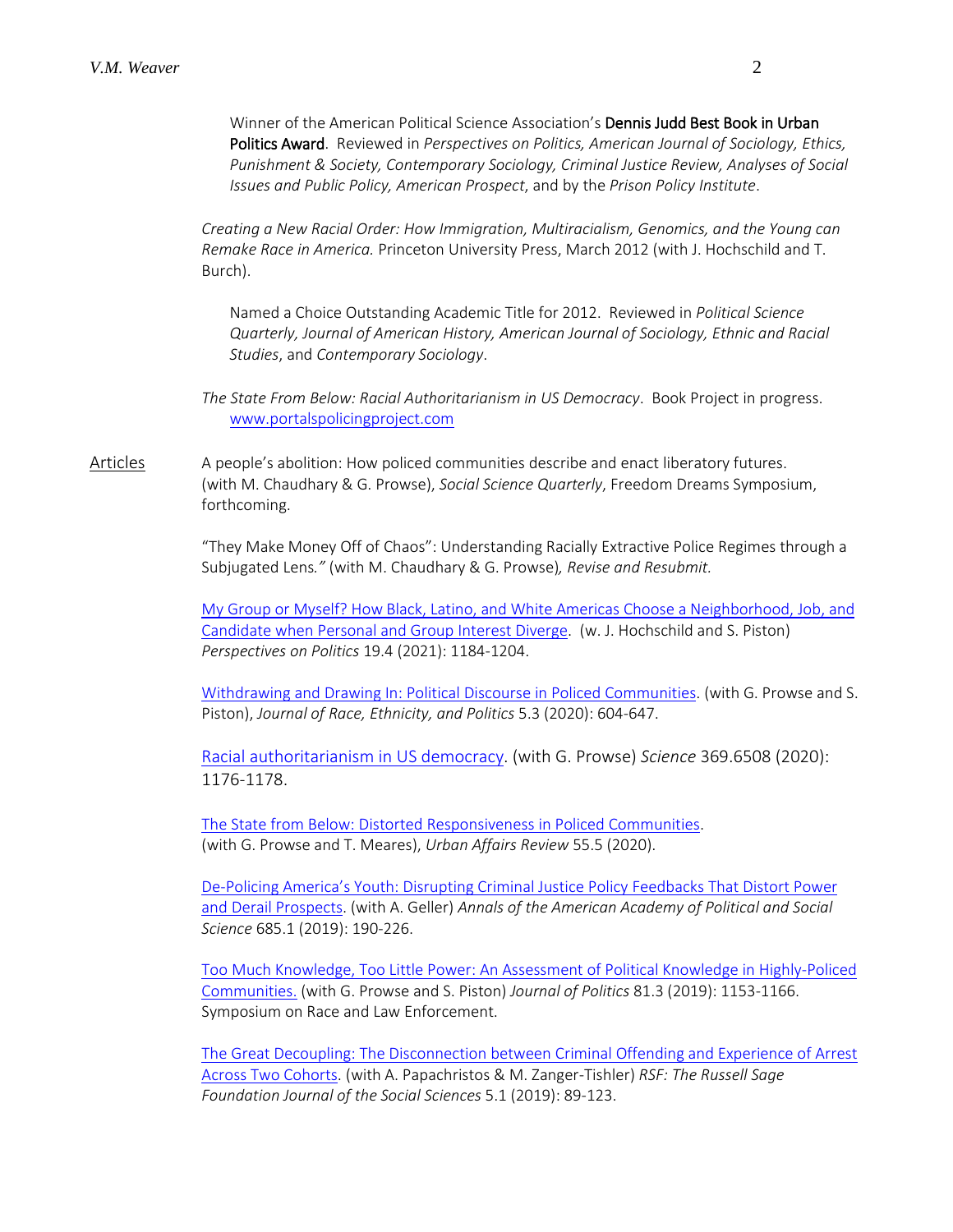Winner of the American Political Science Association's **Dennis Judd Best Book in Urban Politics Award**. Reviewed in *Perspectives on Politics, American Journal of Sociology, Ethics, Punishment & Society, Contemporary Sociology, Criminal Justice Review, Analyses of Social Issues and Public Policy, American Prospect*, and by the *Prison Policy Institute*.

*Creating a New Racial Order: How Immigration, Multiracialism, Genomics, and the Young can Remake Race in America.* Princeton University Press, March 2012 (with J. Hochschild and T. Burch).

Named a Choice Outstanding Academic Title for 2012. Reviewed in *Political Science Quarterly, Journal of American History, American Journal of Sociology, Ethnic and Racial Studies*, and *Contemporary Sociology*.

*The State From Below: Racial Authoritarianism in US Democracy*. Book Project in progress. www.portalspolicingproject.com

## Articles

A people's abolition: How policed communities describe and enact liberatory futures. (with M. Chaudhary & G. Prowse), *Social Science Quarterly*, Freedom Dreams Symposium, forthcoming.

"They Make Money Off of Chaos": Understanding Racially Extractive Police Regimes through a Subjugated Lens*."* (with M. Chaudhary & G. Prowse)*, Revise and Resubmit.*

My Group or Myself? How Black, Latino, and White Americas Choose a Neighborhood, Job, and Candidate when Personal and Group Interest Diverge. (w. J. Hochschild and S. Piston) *Perspectives on Politics* 19.4 (2021): 1184-1204.

Withdrawing and Drawing In: Political Discourse in Policed Communities. (with G. Prowse and S. Piston), *Journal of Race, Ethnicity, and Politics* 5.3 (2020): 604-647.

Racial authoritarianism in US democracy. (with G. Prowse) *Science* 369.6508 (2020): 1176-1178.

The State from Below: Distorted Responsiveness in Policed Communities. (with G. Prowse and T. Meares), *Urban Affairs Review* 55.5 (2020).

De-Policing America's Youth: Disrupting Criminal Justice Policy Feedbacks That Distort Power and Derail Prospects. (with A. Geller) *Annals of the American Academy of Political and Social Science* 685.1 (2019): 190-226.

Too Much Knowledge, Too Little Power: An Assessment of Political Knowledge in Highly-Policed Communities. (with G. Prowse and S. Piston) *Journal of Politics* 81.3 (2019): 1153-1166. Symposium on Race and Law Enforcement.

The Great Decoupling: The Disconnection between Criminal Offending and Experience of Arrest Across Two Cohorts. (with A. Papachristos & M. Zanger-Tishler) *RSF: The Russell Sage Foundation Journal of the Social Sciences* 5.1 (2019): 89-123.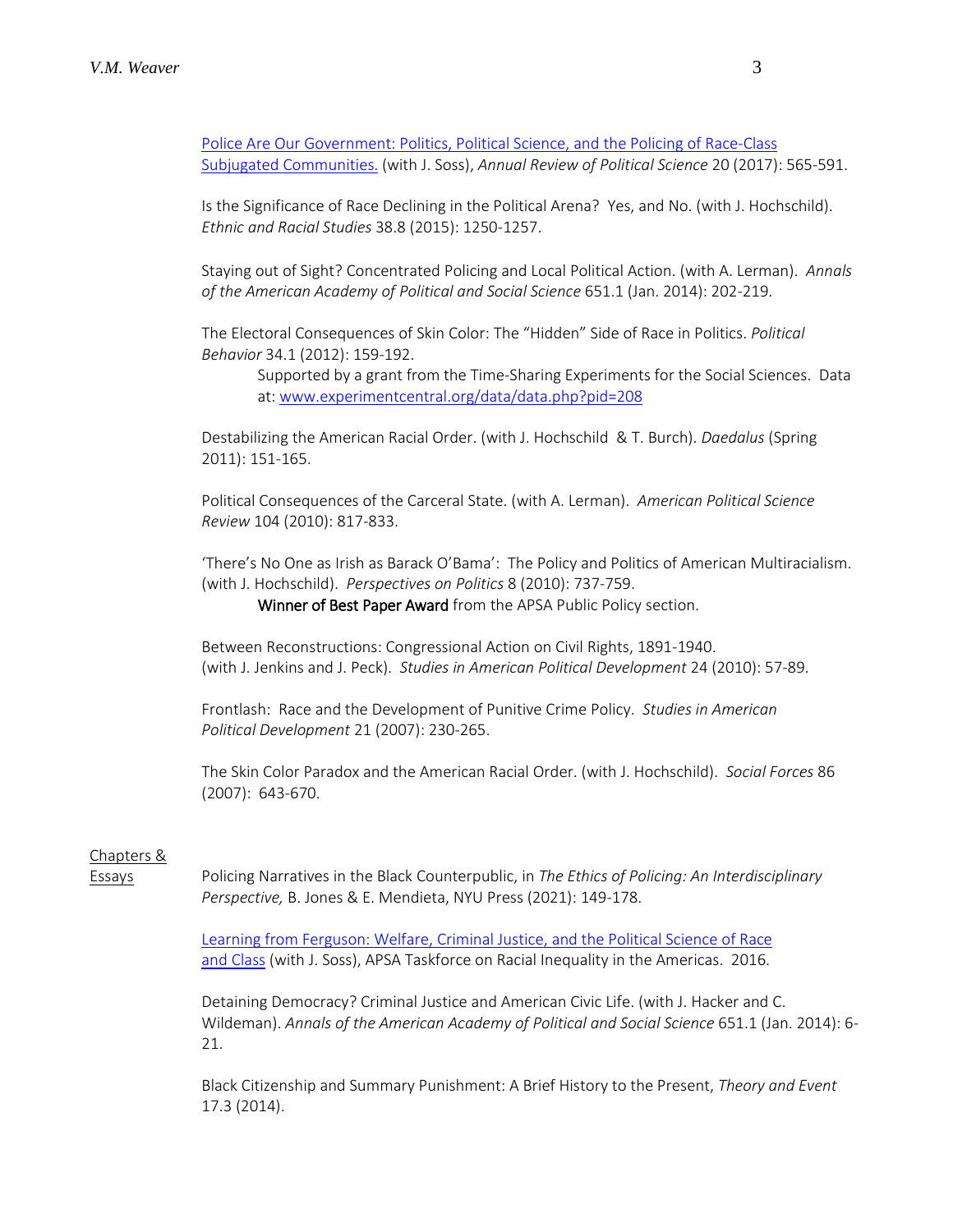Police Are Our Government: Politics, Political Science, and the Policing of Race-Class Subjugated Communities. (with J. Soss), *Annual Review of Political Science* 20 (2017): 565-591.

Is the Significance of Race Declining in the Political Arena? Yes, and No. (with J. Hochschild). *Ethnic and Racial Studies* 38.8 (2015): 1250-1257.

Staying out of Sight? Concentrated Policing and Local Political Action. (with A. Lerman). *Annals of the American Academy of Political and Social Science* 651.1 (Jan. 2014): 202-219.

The Electoral Consequences of Skin Color: The "Hidden" Side of Race in Politics. *Political Behavior* 34.1 (2012): 159-192.

> Supported by a grant from the Time-Sharing Experiments for the Social Sciences. Data at: www.experimentcentral.org/data/data.php?pid=208

Destabilizing the American Racial Order. (with J. Hochschild & T. Burch). *Daedalus* (Spring 2011): 151-165.

Political Consequences of the Carceral State. (with A. Lerman). *American Political Science Review* 104 (2010): 817-833.

'There's No One as Irish as Barack O'Bama': The Policy and Politics of American Multiracialism. (with J. Hochschild). *Perspectives on Politics* 8 (2010): 737-759.

> **Winner of Best Paper Award** from the APSA Public Policy section.

Between Reconstructions: Congressional Action on Civil Rights, 1891-1940. (with J. Jenkins and J. Peck). *Studies in American Political Development* 24 (2010): 57-89.

Frontlash: Race and the Development of Punitive Crime Policy. *Studies in American Political Development* 21 (2007): 230-265.

The Skin Color Paradox and the American Racial Order. (with J. Hochschild). *Social Forces* 86 (2007): 643-670.

## Chapters & Essays

Policing Narratives in the Black Counterpublic, in *The Ethics of Policing: An Interdisciplinary Perspective,* B. Jones & E. Mendieta, NYU Press (2021): 149-178.

Learning from Ferguson: Welfare, Criminal Justice, and the Political Science of Race and Class (with J. Soss), APSA Taskforce on Racial Inequality in the Americas. 2016.

Detaining Democracy? Criminal Justice and American Civic Life. (with J. Hacker and C. Wildeman). *Annals of the American Academy of Political and Social Science* 651.1 (Jan. 2014): 6-21.

Black Citizenship and Summary Punishment: A Brief History to the Present, *Theory and Event* 17.3 (2014).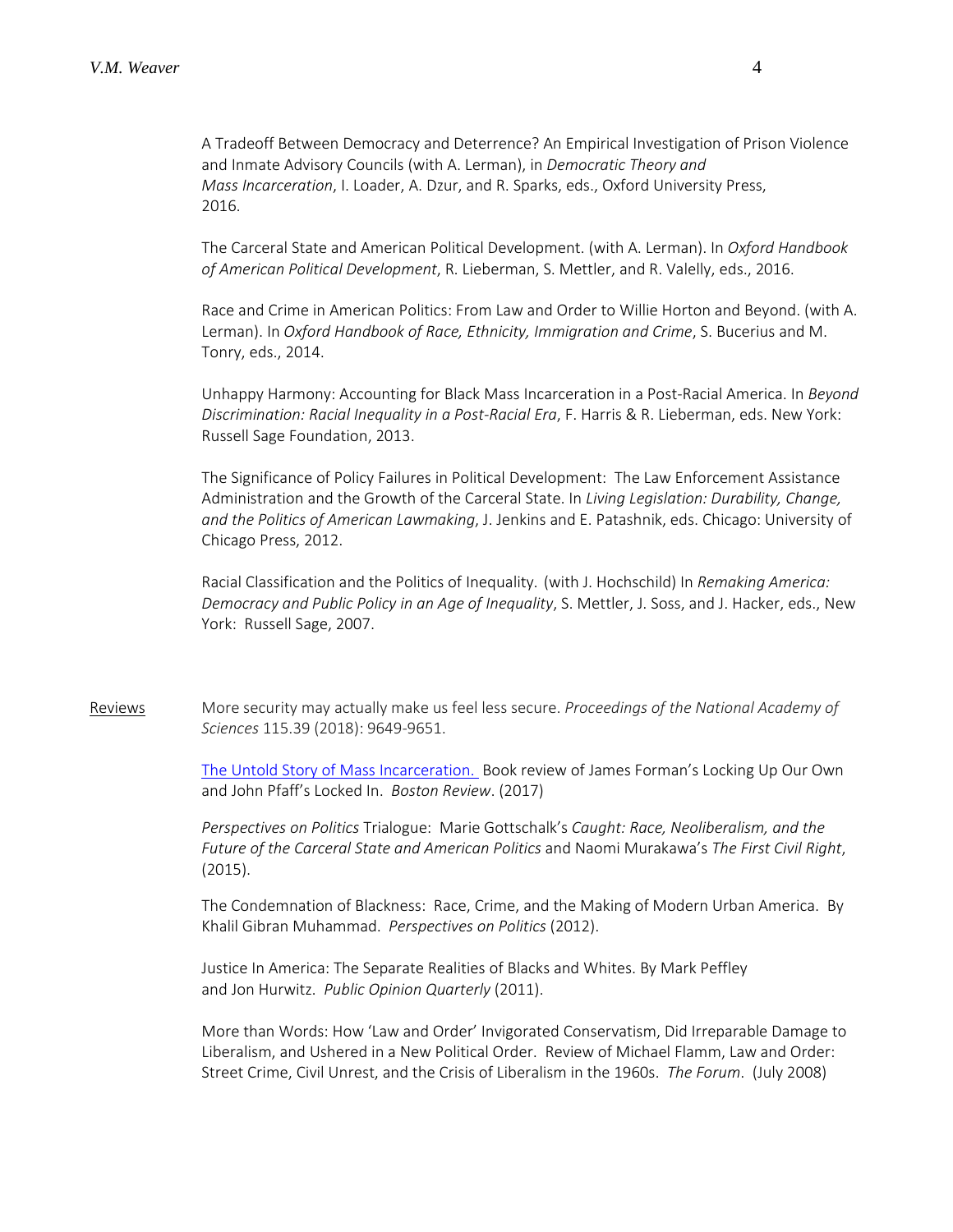A Tradeoff Between Democracy and Deterrence? An Empirical Investigation of Prison Violence and Inmate Advisory Councils (with A. Lerman), in *Democratic Theory and Mass Incarceration*, I. Loader, A. Dzur, and R. Sparks, eds., Oxford University Press, 2016.

The Carceral State and American Political Development. (with A. Lerman). In *Oxford Handbook of American Political Development*, R. Lieberman, S. Mettler, and R. Valelly, eds., 2016.

Race and Crime in American Politics: From Law and Order to Willie Horton and Beyond. (with A. Lerman). In *Oxford Handbook of Race, Ethnicity, Immigration and Crime*, S. Bucerius and M. Tonry, eds., 2014.

Unhappy Harmony: Accounting for Black Mass Incarceration in a Post-Racial America. In *Beyond Discrimination: Racial Inequality in a Post-Racial Era*, F. Harris & R. Lieberman, eds. New York: Russell Sage Foundation, 2013.

The Significance of Policy Failures in Political Development: The Law Enforcement Assistance Administration and the Growth of the Carceral State. In *Living Legislation: Durability, Change, and the Politics of American Lawmaking*, J. Jenkins and E. Patashnik, eds. Chicago: University of Chicago Press, 2012.

Racial Classification and the Politics of Inequality. (with J. Hochschild) In *Remaking America: Democracy and Public Policy in an Age of Inequality*, S. Mettler, J. Soss, and J. Hacker, eds., New York: Russell Sage, 2007.

## Reviews

More security may actually make us feel less secure. *Proceedings of the National Academy of Sciences* 115.39 (2018): 9649-9651.

The Untold Story of Mass Incarceration. Book review of James Forman's Locking Up Our Own and John Pfaff's Locked In. *Boston Review*. (2017)

*Perspectives on Politics* Trialogue: Marie Gottschalk's *Caught: Race, Neoliberalism, and the Future of the Carceral State and American Politics* and Naomi Murakawa's *The First Civil Right*, (2015).

The Condemnation of Blackness: Race, Crime, and the Making of Modern Urban America. By Khalil Gibran Muhammad. *Perspectives on Politics* (2012).

Justice In America: The Separate Realities of Blacks and Whites. By Mark Peffley and Jon Hurwitz. *Public Opinion Quarterly* (2011).

More than Words: How 'Law and Order' Invigorated Conservatism, Did Irreparable Damage to Liberalism, and Ushered in a New Political Order. Review of Michael Flamm, Law and Order: Street Crime, Civil Unrest, and the Crisis of Liberalism in the 1960s. *The Forum*. (July 2008)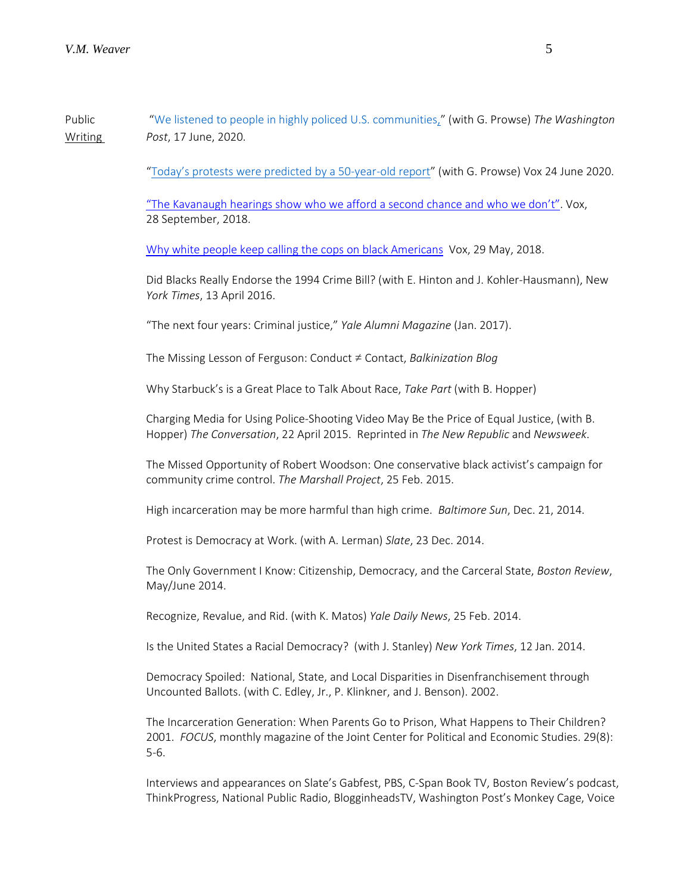Public Writing

"We listened to people in highly policed U.S. communities," (with G. Prowse) *The Washington Post*, 17 June, 2020.

"Today's protests were predicted by a 50-year-old report" (with G. Prowse) Vox 24 June 2020.

"The Kavanaugh hearings show who we afford a second chance and who we don't". Vox, 28 September, 2018.

Why white people keep calling the cops on black Americans Vox, 29 May, 2018.

Did Blacks Really Endorse the 1994 Crime Bill? (with E. Hinton and J. Kohler-Hausmann), New *York Times*, 13 April 2016.

"The next four years: Criminal justice," *Yale Alumni Magazine* (Jan. 2017).

The Missing Lesson of Ferguson: Conduct ≠ Contact, *Balkinization Blog*

Why Starbuck's is a Great Place to Talk About Race, *Take Part* (with B. Hopper)

Charging Media for Using Police-Shooting Video May Be the Price of Equal Justice, (with B. Hopper) *The Conversation*, 22 April 2015. Reprinted in *The New Republic* and *Newsweek*.

The Missed Opportunity of Robert Woodson: One conservative black activist's campaign for community crime control. *The Marshall Project*, 25 Feb. 2015.

High incarceration may be more harmful than high crime. *Baltimore Sun*, Dec. 21, 2014.

Protest is Democracy at Work. (with A. Lerman) *Slate*, 23 Dec. 2014.

The Only Government I Know: Citizenship, Democracy, and the Carceral State, *Boston Review*, May/June 2014.

Recognize, Revalue, and Rid. (with K. Matos) *Yale Daily News*, 25 Feb. 2014.

Is the United States a Racial Democracy? (with J. Stanley) *New York Times*, 12 Jan. 2014.

Democracy Spoiled: National, State, and Local Disparities in Disenfranchisement through Uncounted Ballots. (with C. Edley, Jr., P. Klinkner, and J. Benson). 2002.

The Incarceration Generation: When Parents Go to Prison, What Happens to Their Children? 2001. *FOCUS*, monthly magazine of the Joint Center for Political and Economic Studies. 29(8): 5-6.

Interviews and appearances on Slate's Gabfest, PBS, C-Span Book TV, Boston Review's podcast, ThinkProgress, National Public Radio, BlogginheadsTV, Washington Post's Monkey Cage, Voice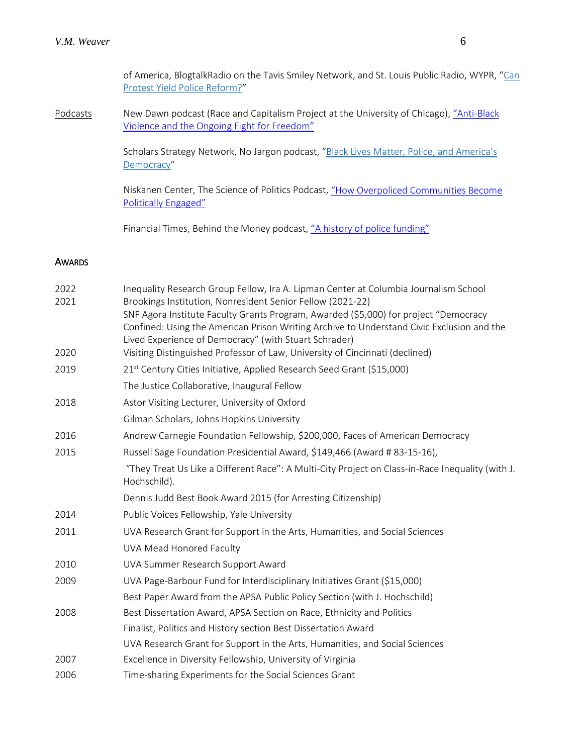of America, BlogtalkRadio on the Tavis Smiley Network, and St. Louis Public Radio, WYPR, "Can Protest Yield Police Reform?"

Podcasts

New Dawn podcast (Race and Capitalism Project at the University of Chicago), "Anti-Black Violence and the Ongoing Fight for Freedom"

Scholars Strategy Network, No Jargon podcast, "Black Lives Matter, Police, and America's Democracy"

Niskanen Center, The Science of Politics Podcast, "How Overpoliced Communities Become Politically Engaged"

Financial Times, Behind the Money podcast, "A history of police funding"

## AWARDS

| | |
|---|---|
| 2022 | Inequality Research Group Fellow, Ira A. Lipman Center at Columbia Journalism School |
| 2021 | Brookings Institution, Nonresident Senior Fellow (2021-22) |
| | SNF Agora Institute Faculty Grants Program, Awarded ($5,000) for project "Democracy Confined: Using the American Prison Writing Archive to Understand Civic Exclusion and the Lived Experience of Democracy" (with Stuart Schrader) |
| 2020 | Visiting Distinguished Professor of Law, University of Cincinnati (declined) |
| 2019 | 21st Century Cities Initiative, Applied Research Seed Grant ($15,000) |
| | The Justice Collaborative, Inaugural Fellow |
| 2018 | Astor Visiting Lecturer, University of Oxford |
| | Gilman Scholars, Johns Hopkins University |
| 2016 | Andrew Carnegie Foundation Fellowship, $200,000, Faces of American Democracy |
| 2015 | Russell Sage Foundation Presidential Award, $149,466 (Award # 83-15-16), |
| | "They Treat Us Like a Different Race": A Multi-City Project on Class-in-Race Inequality (with J. Hochschild). |
| | Dennis Judd Best Book Award 2015 (for Arresting Citizenship) |
| 2014 | Public Voices Fellowship, Yale University |
| 2011 | UVA Research Grant for Support in the Arts, Humanities, and Social Sciences |
| | UVA Mead Honored Faculty |
| 2010 | UVA Summer Research Support Award |
| 2009 | UVA Page-Barbour Fund for Interdisciplinary Initiatives Grant ($15,000) |
| | Best Paper Award from the APSA Public Policy Section (with J. Hochschild) |
| 2008 | Best Dissertation Award, APSA Section on Race, Ethnicity and Politics |
| | Finalist, Politics and History section Best Dissertation Award |
| | UVA Research Grant for Support in the Arts, Humanities, and Social Sciences |
| 2007 | Excellence in Diversity Fellowship, University of Virginia |
| 2006 | Time-sharing Experiments for the Social Sciences Grant |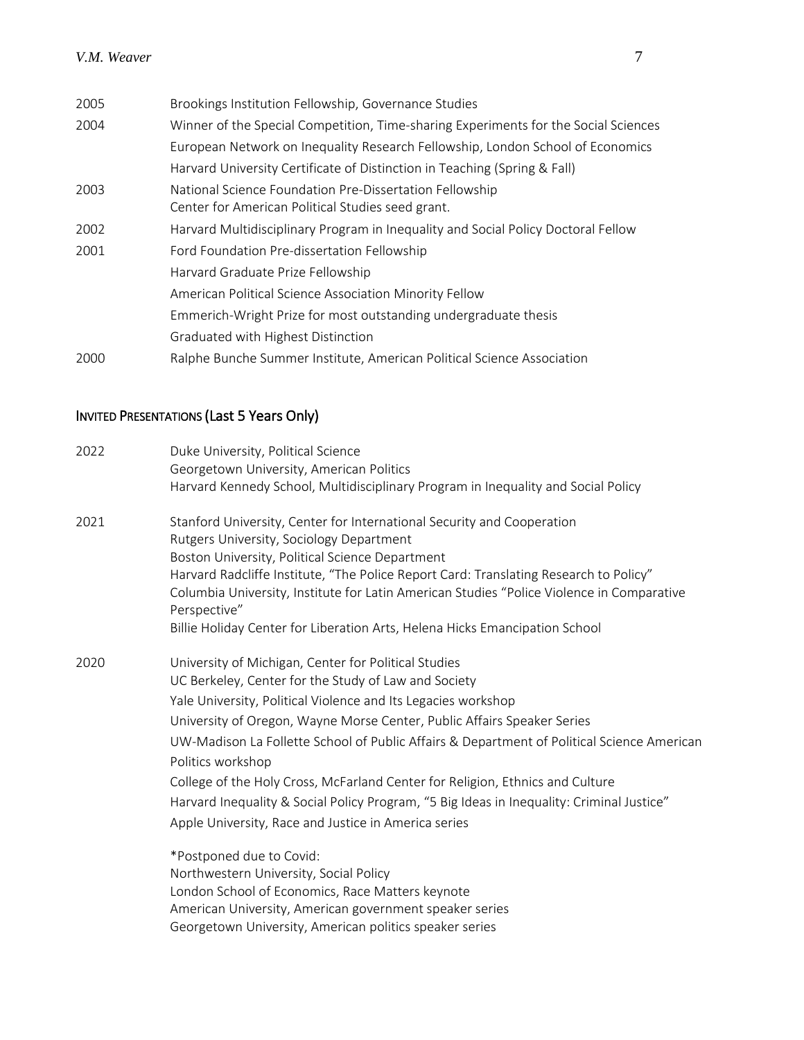| | |
|---|---|
| 2005 | Brookings Institution Fellowship, Governance Studies |
| 2004 | Winner of the Special Competition, Time-sharing Experiments for the Social Sciences |
| | European Network on Inequality Research Fellowship, London School of Economics |
| | Harvard University Certificate of Distinction in Teaching (Spring & Fall) |
| 2003 | National Science Foundation Pre-Dissertation Fellowship<br>Center for American Political Studies seed grant. |
| 2002 | Harvard Multidisciplinary Program in Inequality and Social Policy Doctoral Fellow |
| 2001 | Ford Foundation Pre-dissertation Fellowship |
| | Harvard Graduate Prize Fellowship |
| | American Political Science Association Minority Fellow |
| | Emmerich-Wright Prize for most outstanding undergraduate thesis |
| | Graduated with Highest Distinction |
| 2000 | Ralphe Bunche Summer Institute, American Political Science Association |

## INVITED PRESENTATIONS (Last 5 Years Only)

| | |
|---|---|
| 2022 | Duke University, Political Science<br>Georgetown University, American Politics<br>Harvard Kennedy School, Multidisciplinary Program in Inequality and Social Policy |
| 2021 | Stanford University, Center for International Security and Cooperation<br>Rutgers University, Sociology Department<br>Boston University, Political Science Department<br>Harvard Radcliffe Institute, "The Police Report Card: Translating Research to Policy"<br>Columbia University, Institute for Latin American Studies "Police Violence in Comparative Perspective"<br>Billie Holiday Center for Liberation Arts, Helena Hicks Emancipation School |
| 2020 | University of Michigan, Center for Political Studies<br>UC Berkeley, Center for the Study of Law and Society<br>Yale University, Political Violence and Its Legacies workshop<br>University of Oregon, Wayne Morse Center, Public Affairs Speaker Series<br>UW-Madison La Follette School of Public Affairs & Department of Political Science American Politics workshop<br>College of the Holy Cross, McFarland Center for Religion, Ethnics and Culture<br>Harvard Inequality & Social Policy Program, "5 Big Ideas in Inequality: Criminal Justice"<br>Apple University, Race and Justice in America series |
| | *Postponed due to Covid:<br>Northwestern University, Social Policy<br>London School of Economics, Race Matters keynote<br>American University, American government speaker series<br>Georgetown University, American politics speaker series |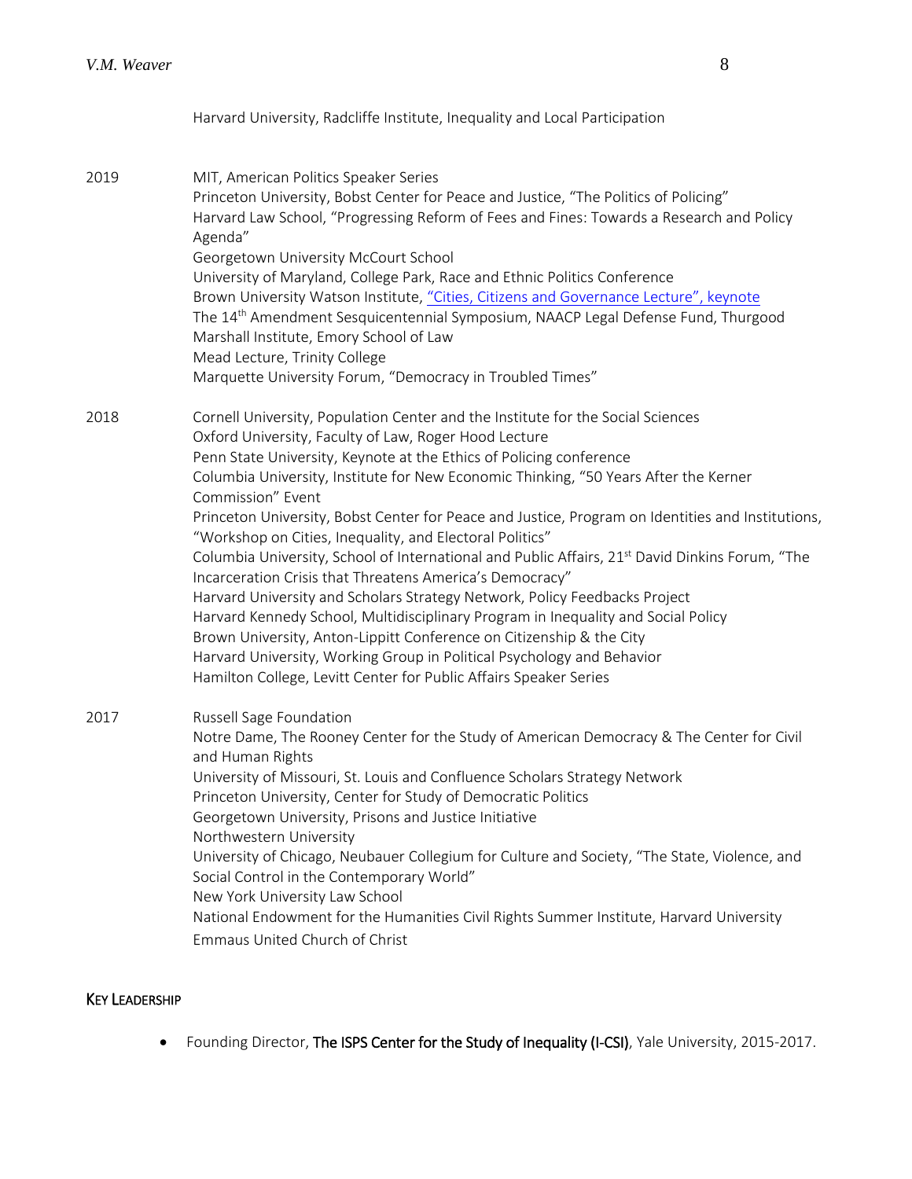Harvard University, Radcliffe Institute, Inequality and Local Participation

2019
MIT, American Politics Speaker Series
Princeton University, Bobst Center for Peace and Justice, "The Politics of Policing"
Harvard Law School, "Progressing Reform of Fees and Fines: Towards a Research and Policy Agenda"
Georgetown University McCourt School
University of Maryland, College Park, Race and Ethnic Politics Conference
Brown University Watson Institute, "Cities, Citizens and Governance Lecture", keynote
The 14th Amendment Sesquicentennial Symposium, NAACP Legal Defense Fund, Thurgood Marshall Institute, Emory School of Law
Mead Lecture, Trinity College
Marquette University Forum, "Democracy in Troubled Times"

2018
Cornell University, Population Center and the Institute for the Social Sciences
Oxford University, Faculty of Law, Roger Hood Lecture
Penn State University, Keynote at the Ethics of Policing conference
Columbia University, Institute for New Economic Thinking, "50 Years After the Kerner Commission" Event
Princeton University, Bobst Center for Peace and Justice, Program on Identities and Institutions, "Workshop on Cities, Inequality, and Electoral Politics"
Columbia University, School of International and Public Affairs, 21st David Dinkins Forum, "The Incarceration Crisis that Threatens America's Democracy"
Harvard University and Scholars Strategy Network, Policy Feedbacks Project
Harvard Kennedy School, Multidisciplinary Program in Inequality and Social Policy
Brown University, Anton-Lippitt Conference on Citizenship & the City
Harvard University, Working Group in Political Psychology and Behavior
Hamilton College, Levitt Center for Public Affairs Speaker Series

2017
Russell Sage Foundation
Notre Dame, The Rooney Center for the Study of American Democracy & The Center for Civil and Human Rights
University of Missouri, St. Louis and Confluence Scholars Strategy Network
Princeton University, Center for Study of Democratic Politics
Georgetown University, Prisons and Justice Initiative
Northwestern University
University of Chicago, Neubauer Collegium for Culture and Society, "The State, Violence, and Social Control in the Contemporary World"
New York University Law School
National Endowment for the Humanities Civil Rights Summer Institute, Harvard University
Emmaus United Church of Christ

## KEY LEADERSHIP

- Founding Director, **The ISPS Center for the Study of Inequality (I-CSI)**, Yale University, 2015-2017.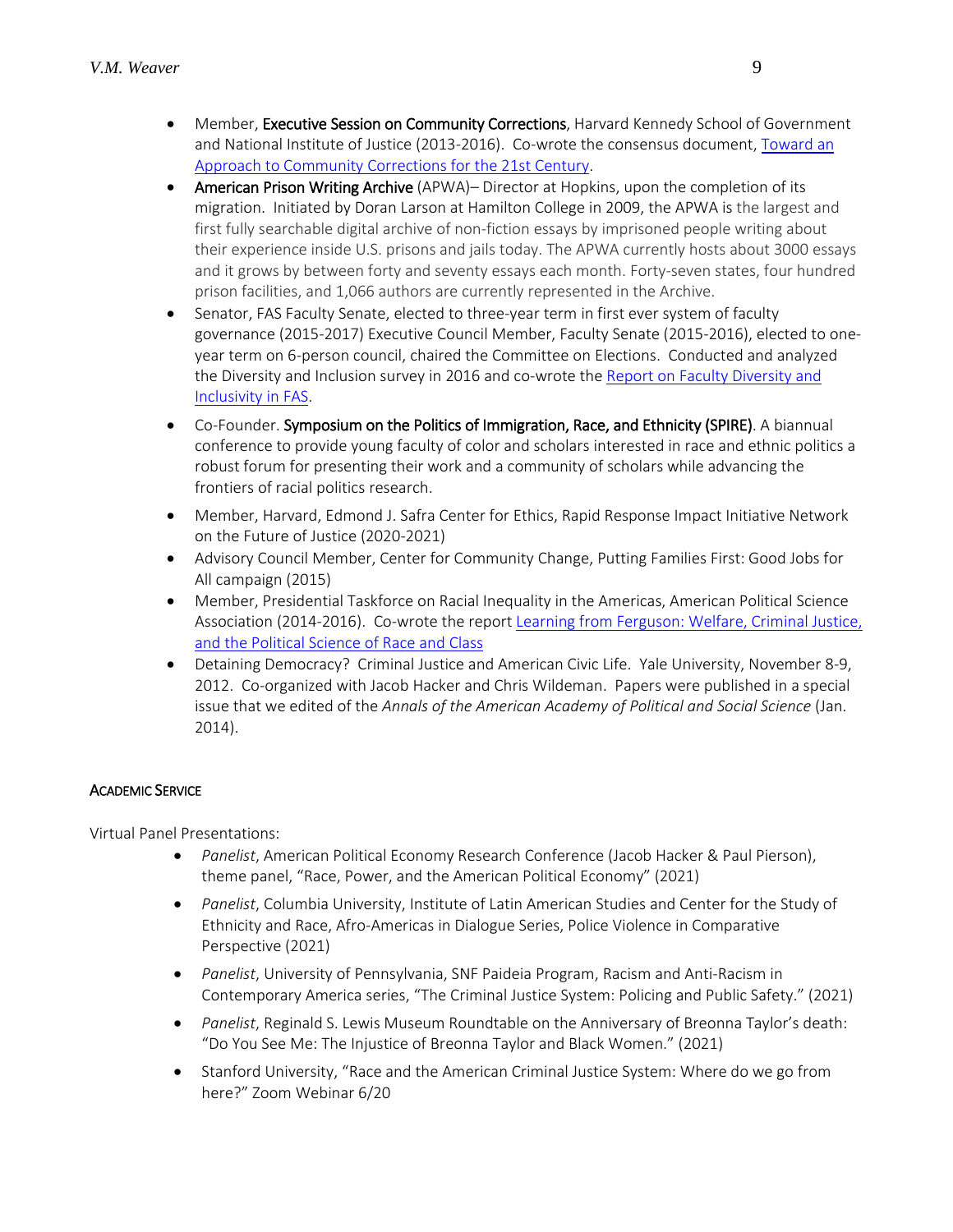- Member, **Executive Session on Community Corrections**, Harvard Kennedy School of Government and National Institute of Justice (2013-2016). Co-wrote the consensus document, Toward an Approach to Community Corrections for the 21st Century.
- **American Prison Writing Archive** (APWA)– Director at Hopkins, upon the completion of its migration. Initiated by Doran Larson at Hamilton College in 2009, the APWA is the largest and first fully searchable digital archive of non-fiction essays by imprisoned people writing about their experience inside U.S. prisons and jails today. The APWA currently hosts about 3000 essays and it grows by between forty and seventy essays each month. Forty-seven states, four hundred prison facilities, and 1,066 authors are currently represented in the Archive.
- Senator, FAS Faculty Senate, elected to three-year term in first ever system of faculty governance (2015-2017) Executive Council Member, Faculty Senate (2015-2016), elected to one-year term on 6-person council, chaired the Committee on Elections. Conducted and analyzed the Diversity and Inclusion survey in 2016 and co-wrote the Report on Faculty Diversity and Inclusivity in FAS.
- Co-Founder. **Symposium on the Politics of Immigration, Race, and Ethnicity (SPIRE)**. A biannual conference to provide young faculty of color and scholars interested in race and ethnic politics a robust forum for presenting their work and a community of scholars while advancing the frontiers of racial politics research.
- Member, Harvard, Edmond J. Safra Center for Ethics, Rapid Response Impact Initiative Network on the Future of Justice (2020-2021)
- Advisory Council Member, Center for Community Change, Putting Families First: Good Jobs for All campaign (2015)
- Member, Presidential Taskforce on Racial Inequality in the Americas, American Political Science Association (2014-2016). Co-wrote the report Learning from Ferguson: Welfare, Criminal Justice, and the Political Science of Race and Class
- Detaining Democracy? Criminal Justice and American Civic Life. Yale University, November 8-9, 2012. Co-organized with Jacob Hacker and Chris Wildeman. Papers were published in a special issue that we edited of the *Annals of the American Academy of Political and Social Science* (Jan. 2014).

## Academic Service

Virtual Panel Presentations:

- *Panelist*, American Political Economy Research Conference (Jacob Hacker & Paul Pierson), theme panel, "Race, Power, and the American Political Economy" (2021)
- *Panelist*, Columbia University, Institute of Latin American Studies and Center for the Study of Ethnicity and Race, Afro-Americas in Dialogue Series, Police Violence in Comparative Perspective (2021)
- *Panelist*, University of Pennsylvania, SNF Paideia Program, Racism and Anti-Racism in Contemporary America series, "The Criminal Justice System: Policing and Public Safety." (2021)
- *Panelist*, Reginald S. Lewis Museum Roundtable on the Anniversary of Breonna Taylor's death: "Do You See Me: The Injustice of Breonna Taylor and Black Women." (2021)
- Stanford University, "Race and the American Criminal Justice System: Where do we go from here?" Zoom Webinar 6/20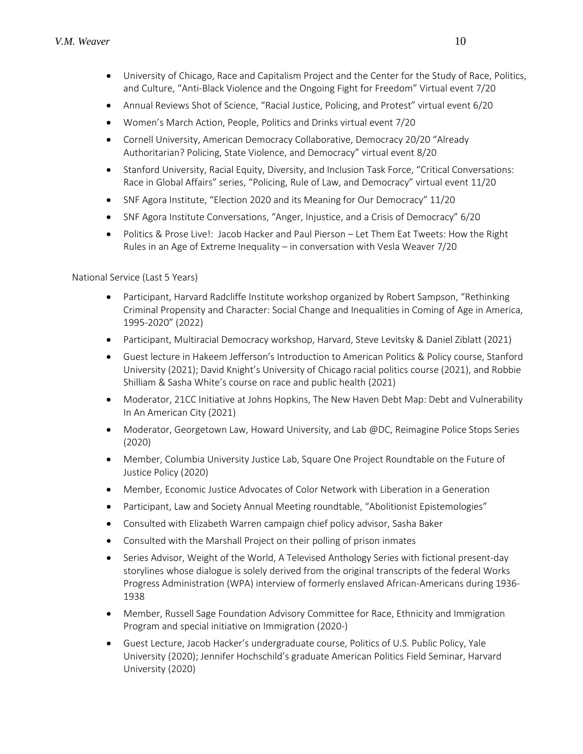- University of Chicago, Race and Capitalism Project and the Center for the Study of Race, Politics, and Culture, "Anti-Black Violence and the Ongoing Fight for Freedom" Virtual event 7/20
- Annual Reviews Shot of Science, "Racial Justice, Policing, and Protest" virtual event 6/20
- Women's March Action, People, Politics and Drinks virtual event 7/20
- Cornell University, American Democracy Collaborative, Democracy 20/20 "Already Authoritarian? Policing, State Violence, and Democracy" virtual event 8/20
- Stanford University, Racial Equity, Diversity, and Inclusion Task Force, "Critical Conversations: Race in Global Affairs" series, "Policing, Rule of Law, and Democracy" virtual event 11/20
- SNF Agora Institute, "Election 2020 and its Meaning for Our Democracy" 11/20
- SNF Agora Institute Conversations, "Anger, Injustice, and a Crisis of Democracy" 6/20
- Politics & Prose Live!: Jacob Hacker and Paul Pierson – Let Them Eat Tweets: How the Right Rules in an Age of Extreme Inequality – in conversation with Vesla Weaver 7/20

National Service (Last 5 Years)

- Participant, Harvard Radcliffe Institute workshop organized by Robert Sampson, "Rethinking Criminal Propensity and Character: Social Change and Inequalities in Coming of Age in America, 1995-2020" (2022)
- Participant, Multiracial Democracy workshop, Harvard, Steve Levitsky & Daniel Ziblatt (2021)
- Guest lecture in Hakeem Jefferson's Introduction to American Politics & Policy course, Stanford University (2021); David Knight's University of Chicago racial politics course (2021), and Robbie Shilliam & Sasha White's course on race and public health (2021)
- Moderator, 21CC Initiative at Johns Hopkins, The New Haven Debt Map: Debt and Vulnerability In An American City (2021)
- Moderator, Georgetown Law, Howard University, and Lab @DC, Reimagine Police Stops Series (2020)
- Member, Columbia University Justice Lab, Square One Project Roundtable on the Future of Justice Policy (2020)
- Member, Economic Justice Advocates of Color Network with Liberation in a Generation
- Participant, Law and Society Annual Meeting roundtable, "Abolitionist Epistemologies"
- Consulted with Elizabeth Warren campaign chief policy advisor, Sasha Baker
- Consulted with the Marshall Project on their polling of prison inmates
- Series Advisor, Weight of the World, A Televised Anthology Series with fictional present-day storylines whose dialogue is solely derived from the original transcripts of the federal Works Progress Administration (WPA) interview of formerly enslaved African-Americans during 1936-1938
- Member, Russell Sage Foundation Advisory Committee for Race, Ethnicity and Immigration Program and special initiative on Immigration (2020-)
- Guest Lecture, Jacob Hacker's undergraduate course, Politics of U.S. Public Policy, Yale University (2020); Jennifer Hochschild's graduate American Politics Field Seminar, Harvard University (2020)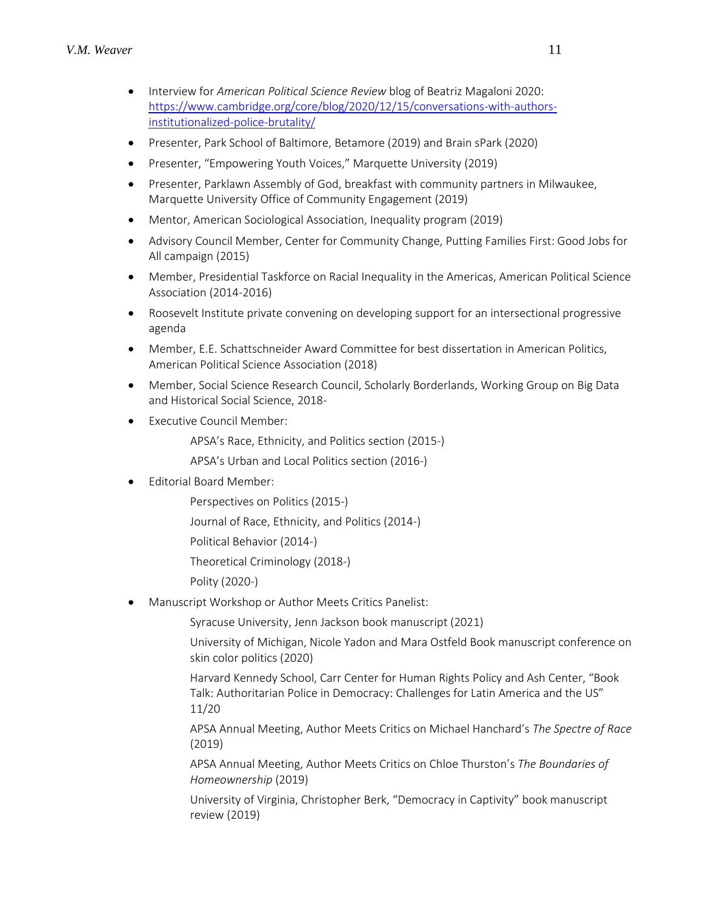- Interview for *American Political Science Review* blog of Beatriz Magaloni 2020: [https://www.cambridge.org/core/blog/2020/12/15/conversations-with-authors-institutionalized-police-brutality/](https://www.cambridge.org/core/blog/2020/12/15/conversations-with-authors-institutionalized-police-brutality/)
- Presenter, Park School of Baltimore, Betamore (2019) and Brain sPark (2020)
- Presenter, "Empowering Youth Voices," Marquette University (2019)
- Presenter, Parklawn Assembly of God, breakfast with community partners in Milwaukee, Marquette University Office of Community Engagement (2019)
- Mentor, American Sociological Association, Inequality program (2019)
- Advisory Council Member, Center for Community Change, Putting Families First: Good Jobs for All campaign (2015)
- Member, Presidential Taskforce on Racial Inequality in the Americas, American Political Science Association (2014-2016)
- Roosevelt Institute private convening on developing support for an intersectional progressive agenda
- Member, E.E. Schattschneider Award Committee for best dissertation in American Politics, American Political Science Association (2018)
- Member, Social Science Research Council, Scholarly Borderlands, Working Group on Big Data and Historical Social Science, 2018-
- Executive Council Member:

  APSA's Race, Ethnicity, and Politics section (2015-)

  APSA's Urban and Local Politics section (2016-)

- Editorial Board Member:

  Perspectives on Politics (2015-)

  Journal of Race, Ethnicity, and Politics (2014-)

  Political Behavior (2014-)

  Theoretical Criminology (2018-)

  Polity (2020-)

- Manuscript Workshop or Author Meets Critics Panelist:

  Syracuse University, Jenn Jackson book manuscript (2021)

  University of Michigan, Nicole Yadon and Mara Ostfeld Book manuscript conference on skin color politics (2020)

  Harvard Kennedy School, Carr Center for Human Rights Policy and Ash Center, "Book Talk: Authoritarian Police in Democracy: Challenges for Latin America and the US" 11/20

  APSA Annual Meeting, Author Meets Critics on Michael Hanchard's *The Spectre of Race* (2019)

  APSA Annual Meeting, Author Meets Critics on Chloe Thurston's *The Boundaries of Homeownership* (2019)

  University of Virginia, Christopher Berk, "Democracy in Captivity" book manuscript review (2019)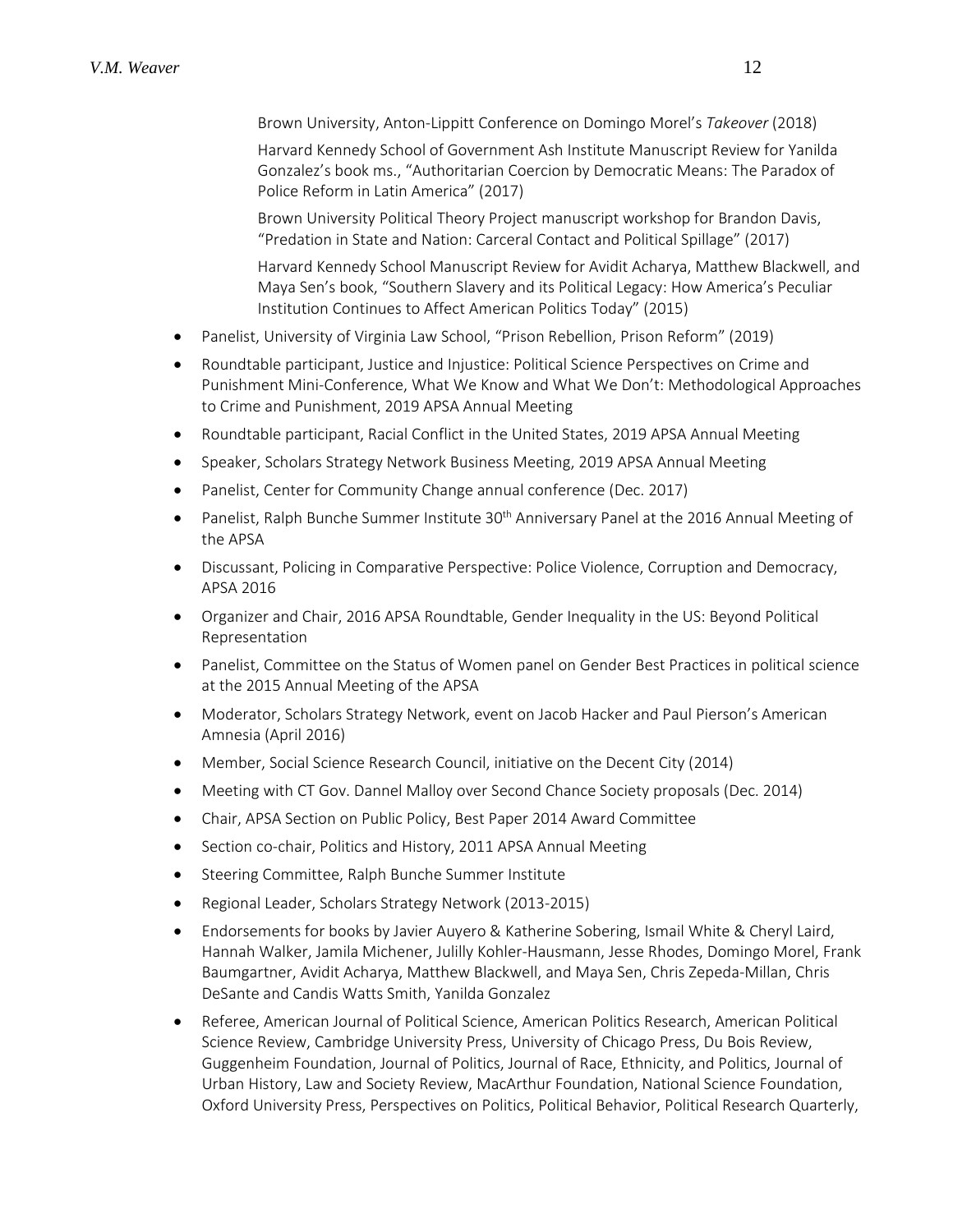Brown University, Anton-Lippitt Conference on Domingo Morel's *Takeover* (2018)

Harvard Kennedy School of Government Ash Institute Manuscript Review for Yanilda Gonzalez's book ms., "Authoritarian Coercion by Democratic Means: The Paradox of Police Reform in Latin America" (2017)

Brown University Political Theory Project manuscript workshop for Brandon Davis, "Predation in State and Nation: Carceral Contact and Political Spillage" (2017)

Harvard Kennedy School Manuscript Review for Avidit Acharya, Matthew Blackwell, and Maya Sen's book, "Southern Slavery and its Political Legacy: How America's Peculiar Institution Continues to Affect American Politics Today" (2015)

- Panelist, University of Virginia Law School, "Prison Rebellion, Prison Reform" (2019)
- Roundtable participant, Justice and Injustice: Political Science Perspectives on Crime and Punishment Mini-Conference, What We Know and What We Don't: Methodological Approaches to Crime and Punishment, 2019 APSA Annual Meeting
- Roundtable participant, Racial Conflict in the United States, 2019 APSA Annual Meeting
- Speaker, Scholars Strategy Network Business Meeting, 2019 APSA Annual Meeting
- Panelist, Center for Community Change annual conference (Dec. 2017)
- Panelist, Ralph Bunche Summer Institute 30th Anniversary Panel at the 2016 Annual Meeting of the APSA
- Discussant, Policing in Comparative Perspective: Police Violence, Corruption and Democracy, APSA 2016
- Organizer and Chair, 2016 APSA Roundtable, Gender Inequality in the US: Beyond Political Representation
- Panelist, Committee on the Status of Women panel on Gender Best Practices in political science at the 2015 Annual Meeting of the APSA
- Moderator, Scholars Strategy Network, event on Jacob Hacker and Paul Pierson's American Amnesia (April 2016)
- Member, Social Science Research Council, initiative on the Decent City (2014)
- Meeting with CT Gov. Dannel Malloy over Second Chance Society proposals (Dec. 2014)
- Chair, APSA Section on Public Policy, Best Paper 2014 Award Committee
- Section co-chair, Politics and History, 2011 APSA Annual Meeting
- Steering Committee, Ralph Bunche Summer Institute
- Regional Leader, Scholars Strategy Network (2013-2015)
- Endorsements for books by Javier Auyero & Katherine Sobering, Ismail White & Cheryl Laird, Hannah Walker, Jamila Michener, Julilly Kohler-Hausmann, Jesse Rhodes, Domingo Morel, Frank Baumgartner, Avidit Acharya, Matthew Blackwell, and Maya Sen, Chris Zepeda-Millan, Chris DeSante and Candis Watts Smith, Yanilda Gonzalez
- Referee, American Journal of Political Science, American Politics Research, American Political Science Review, Cambridge University Press, University of Chicago Press, Du Bois Review, Guggenheim Foundation, Journal of Politics, Journal of Race, Ethnicity, and Politics, Journal of Urban History, Law and Society Review, MacArthur Foundation, National Science Foundation, Oxford University Press, Perspectives on Politics, Political Behavior, Political Research Quarterly,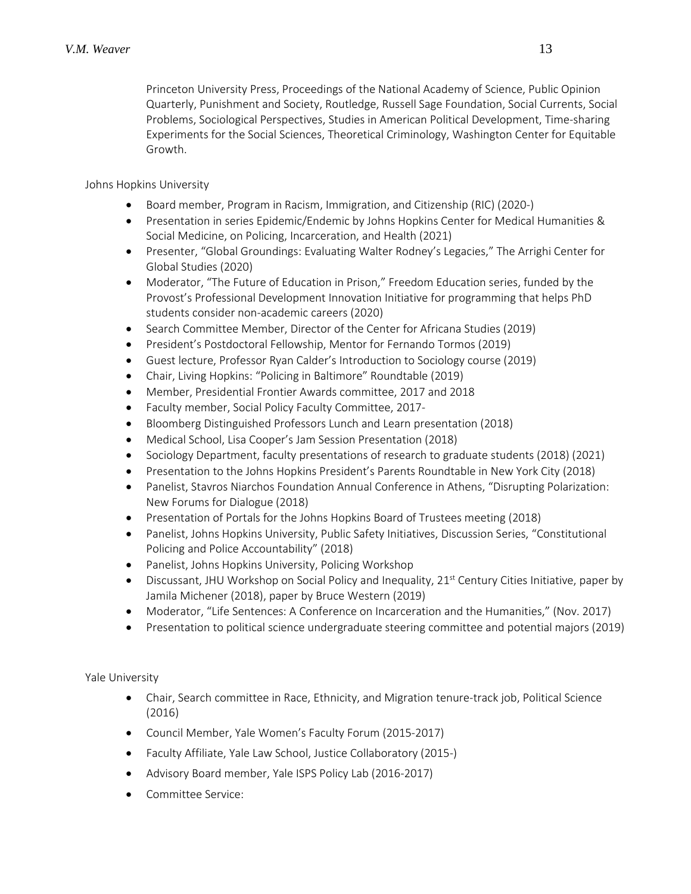Princeton University Press, Proceedings of the National Academy of Science, Public Opinion Quarterly, Punishment and Society, Routledge, Russell Sage Foundation, Social Currents, Social Problems, Sociological Perspectives, Studies in American Political Development, Time-sharing Experiments for the Social Sciences, Theoretical Criminology, Washington Center for Equitable Growth.

Johns Hopkins University

- Board member, Program in Racism, Immigration, and Citizenship (RIC) (2020-)
- Presentation in series Epidemic/Endemic by Johns Hopkins Center for Medical Humanities & Social Medicine, on Policing, Incarceration, and Health (2021)
- Presenter, "Global Groundings: Evaluating Walter Rodney's Legacies," The Arrighi Center for Global Studies (2020)
- Moderator, "The Future of Education in Prison," Freedom Education series, funded by the Provost's Professional Development Innovation Initiative for programming that helps PhD students consider non-academic careers (2020)
- Search Committee Member, Director of the Center for Africana Studies (2019)
- President's Postdoctoral Fellowship, Mentor for Fernando Tormos (2019)
- Guest lecture, Professor Ryan Calder's Introduction to Sociology course (2019)
- Chair, Living Hopkins: "Policing in Baltimore" Roundtable (2019)
- Member, Presidential Frontier Awards committee, 2017 and 2018
- Faculty member, Social Policy Faculty Committee, 2017-
- Bloomberg Distinguished Professors Lunch and Learn presentation (2018)
- Medical School, Lisa Cooper's Jam Session Presentation (2018)
- Sociology Department, faculty presentations of research to graduate students (2018) (2021)
- Presentation to the Johns Hopkins President's Parents Roundtable in New York City (2018)
- Panelist, Stavros Niarchos Foundation Annual Conference in Athens, "Disrupting Polarization: New Forums for Dialogue (2018)
- Presentation of Portals for the Johns Hopkins Board of Trustees meeting (2018)
- Panelist, Johns Hopkins University, Public Safety Initiatives, Discussion Series, "Constitutional Policing and Police Accountability" (2018)
- Panelist, Johns Hopkins University, Policing Workshop
- Discussant, JHU Workshop on Social Policy and Inequality, 21st Century Cities Initiative, paper by Jamila Michener (2018), paper by Bruce Western (2019)
- Moderator, "Life Sentences: A Conference on Incarceration and the Humanities," (Nov. 2017)
- Presentation to political science undergraduate steering committee and potential majors (2019)

Yale University

- Chair, Search committee in Race, Ethnicity, and Migration tenure-track job, Political Science (2016)
- Council Member, Yale Women's Faculty Forum (2015-2017)
- Faculty Affiliate, Yale Law School, Justice Collaboratory (2015-)
- Advisory Board member, Yale ISPS Policy Lab (2016-2017)
- Committee Service: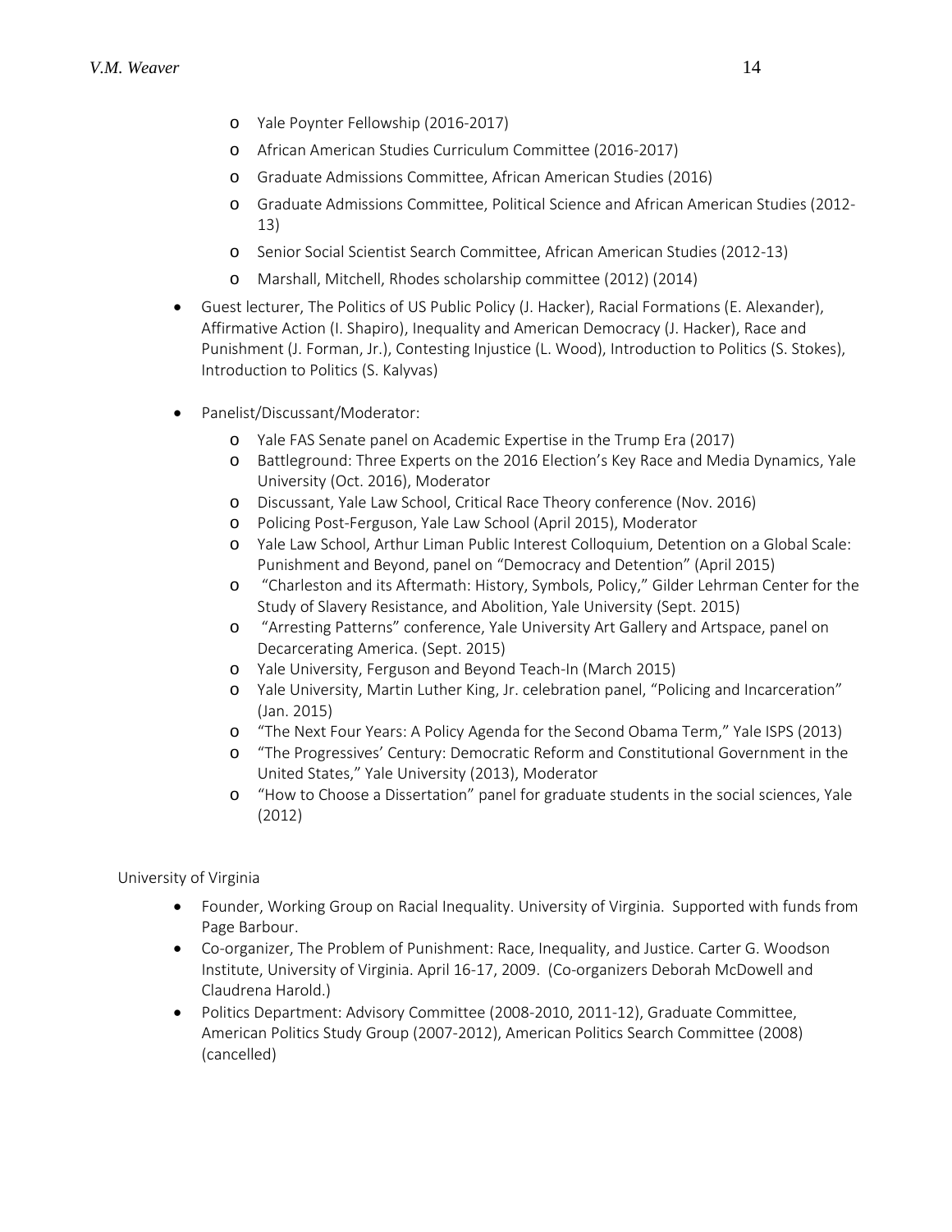- Yale Poynter Fellowship (2016-2017)
  - African American Studies Curriculum Committee (2016-2017)
  - Graduate Admissions Committee, African American Studies (2016)
  - Graduate Admissions Committee, Political Science and African American Studies (2012-13)
  - Senior Social Scientist Search Committee, African American Studies (2012-13)
  - Marshall, Mitchell, Rhodes scholarship committee (2012) (2014)
- Guest lecturer, The Politics of US Public Policy (J. Hacker), Racial Formations (E. Alexander), Affirmative Action (I. Shapiro), Inequality and American Democracy (J. Hacker), Race and Punishment (J. Forman, Jr.), Contesting Injustice (L. Wood), Introduction to Politics (S. Stokes), Introduction to Politics (S. Kalyvas)
- Panelist/Discussant/Moderator:
  - Yale FAS Senate panel on Academic Expertise in the Trump Era (2017)
  - Battleground: Three Experts on the 2016 Election's Key Race and Media Dynamics, Yale University (Oct. 2016), Moderator
  - Discussant, Yale Law School, Critical Race Theory conference (Nov. 2016)
  - Policing Post-Ferguson, Yale Law School (April 2015), Moderator
  - Yale Law School, Arthur Liman Public Interest Colloquium, Detention on a Global Scale: Punishment and Beyond, panel on "Democracy and Detention" (April 2015)
  - "Charleston and its Aftermath: History, Symbols, Policy," Gilder Lehrman Center for the Study of Slavery Resistance, and Abolition, Yale University (Sept. 2015)
  - "Arresting Patterns" conference, Yale University Art Gallery and Artspace, panel on Decarcerating America. (Sept. 2015)
  - Yale University, Ferguson and Beyond Teach-In (March 2015)
  - Yale University, Martin Luther King, Jr. celebration panel, "Policing and Incarceration" (Jan. 2015)
  - "The Next Four Years: A Policy Agenda for the Second Obama Term," Yale ISPS (2013)
  - "The Progressives' Century: Democratic Reform and Constitutional Government in the United States," Yale University (2013), Moderator
  - "How to Choose a Dissertation" panel for graduate students in the social sciences, Yale (2012)

University of Virginia

- Founder, Working Group on Racial Inequality. University of Virginia. Supported with funds from Page Barbour.
- Co-organizer, The Problem of Punishment: Race, Inequality, and Justice. Carter G. Woodson Institute, University of Virginia. April 16-17, 2009. (Co-organizers Deborah McDowell and Claudrena Harold.)
- Politics Department: Advisory Committee (2008-2010, 2011-12), Graduate Committee, American Politics Study Group (2007-2012), American Politics Search Committee (2008) (cancelled)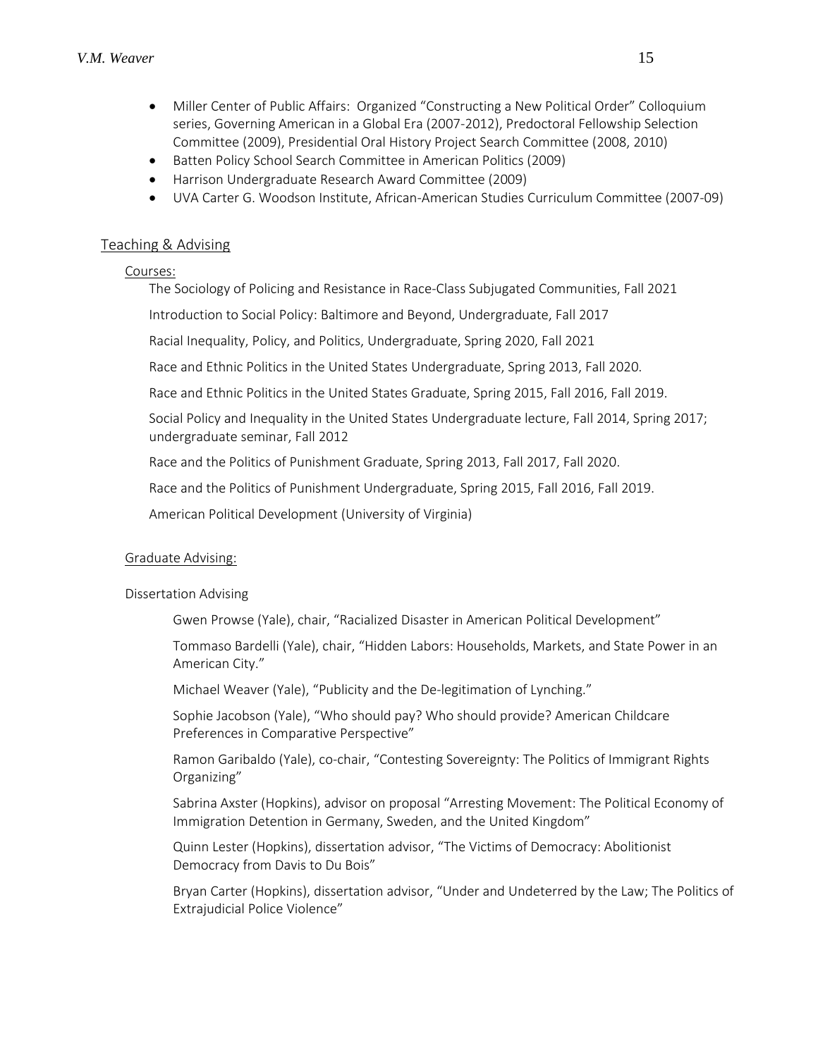- Miller Center of Public Affairs: Organized "Constructing a New Political Order" Colloquium series, Governing American in a Global Era (2007-2012), Predoctoral Fellowship Selection Committee (2009), Presidential Oral History Project Search Committee (2008, 2010)
- Batten Policy School Search Committee in American Politics (2009)
- Harrison Undergraduate Research Award Committee (2009)
- UVA Carter G. Woodson Institute, African-American Studies Curriculum Committee (2007-09)

## Teaching & Advising

### Courses:

The Sociology of Policing and Resistance in Race-Class Subjugated Communities, Fall 2021

Introduction to Social Policy: Baltimore and Beyond, Undergraduate, Fall 2017

Racial Inequality, Policy, and Politics, Undergraduate, Spring 2020, Fall 2021

Race and Ethnic Politics in the United States Undergraduate, Spring 2013, Fall 2020.

Race and Ethnic Politics in the United States Graduate, Spring 2015, Fall 2016, Fall 2019.

Social Policy and Inequality in the United States Undergraduate lecture, Fall 2014, Spring 2017; undergraduate seminar, Fall 2012

Race and the Politics of Punishment Graduate, Spring 2013, Fall 2017, Fall 2020.

Race and the Politics of Punishment Undergraduate, Spring 2015, Fall 2016, Fall 2019.

American Political Development (University of Virginia)

### Graduate Advising:

Dissertation Advising

Gwen Prowse (Yale), chair, "Racialized Disaster in American Political Development"

Tommaso Bardelli (Yale), chair, "Hidden Labors: Households, Markets, and State Power in an American City."

Michael Weaver (Yale), "Publicity and the De-legitimation of Lynching."

Sophie Jacobson (Yale), "Who should pay? Who should provide? American Childcare Preferences in Comparative Perspective"

Ramon Garibaldo (Yale), co-chair, "Contesting Sovereignty: The Politics of Immigrant Rights Organizing"

Sabrina Axster (Hopkins), advisor on proposal "Arresting Movement: The Political Economy of Immigration Detention in Germany, Sweden, and the United Kingdom"

Quinn Lester (Hopkins), dissertation advisor, "The Victims of Democracy: Abolitionist Democracy from Davis to Du Bois"

Bryan Carter (Hopkins), dissertation advisor, "Under and Undeterred by the Law; The Politics of Extrajudicial Police Violence"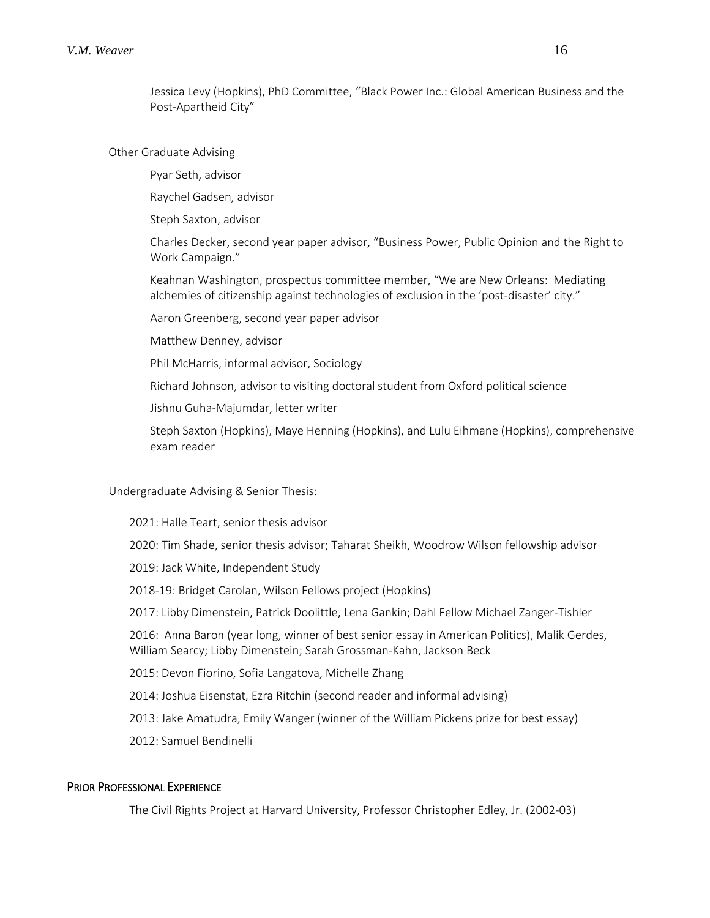Jessica Levy (Hopkins), PhD Committee, "Black Power Inc.: Global American Business and the Post-Apartheid City"

Other Graduate Advising

Pyar Seth, advisor

Raychel Gadsen, advisor

Steph Saxton, advisor

Charles Decker, second year paper advisor, "Business Power, Public Opinion and the Right to Work Campaign."

Keahnan Washington, prospectus committee member, "We are New Orleans: Mediating alchemies of citizenship against technologies of exclusion in the 'post-disaster' city."

Aaron Greenberg, second year paper advisor

Matthew Denney, advisor

Phil McHarris, informal advisor, Sociology

Richard Johnson, advisor to visiting doctoral student from Oxford political science

Jishnu Guha-Majumdar, letter writer

Steph Saxton (Hopkins), Maye Henning (Hopkins), and Lulu Eihmane (Hopkins), comprehensive exam reader

Undergraduate Advising & Senior Thesis:

2021: Halle Teart, senior thesis advisor

2020: Tim Shade, senior thesis advisor; Taharat Sheikh, Woodrow Wilson fellowship advisor

2019: Jack White, Independent Study

2018-19: Bridget Carolan, Wilson Fellows project (Hopkins)

2017: Libby Dimenstein, Patrick Doolittle, Lena Gankin; Dahl Fellow Michael Zanger-Tishler

2016: Anna Baron (year long, winner of best senior essay in American Politics), Malik Gerdes, William Searcy; Libby Dimenstein; Sarah Grossman-Kahn, Jackson Beck

2015: Devon Fiorino, Sofia Langatova, Michelle Zhang

2014: Joshua Eisenstat, Ezra Ritchin (second reader and informal advising)

2013: Jake Amatudra, Emily Wanger (winner of the William Pickens prize for best essay)

2012: Samuel Bendinelli

## PRIOR PROFESSIONAL EXPERIENCE

The Civil Rights Project at Harvard University, Professor Christopher Edley, Jr. (2002-03)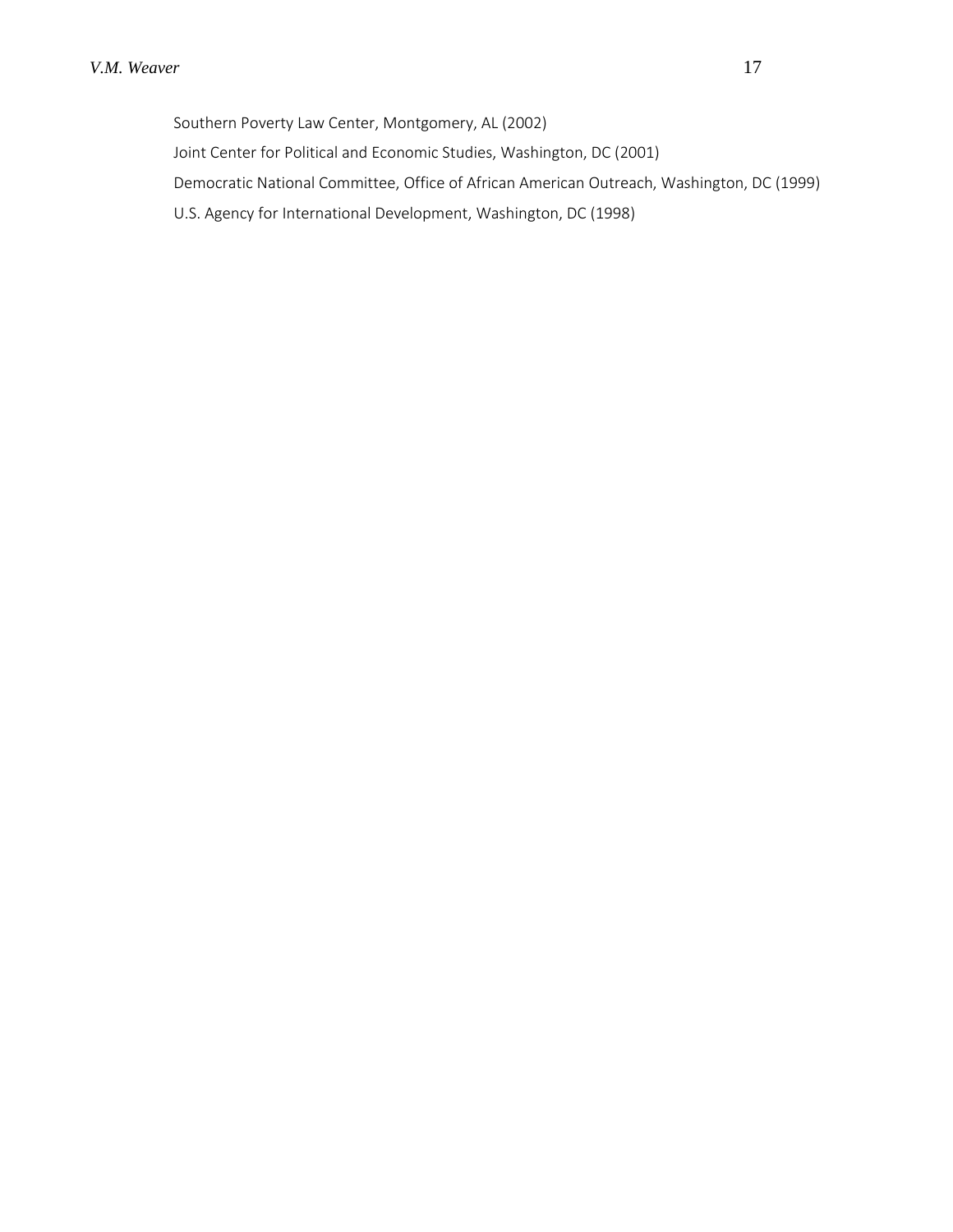Southern Poverty Law Center, Montgomery, AL (2002)

Joint Center for Political and Economic Studies, Washington, DC (2001)

Democratic National Committee, Office of African American Outreach, Washington, DC (1999)

U.S. Agency for International Development, Washington, DC (1998)